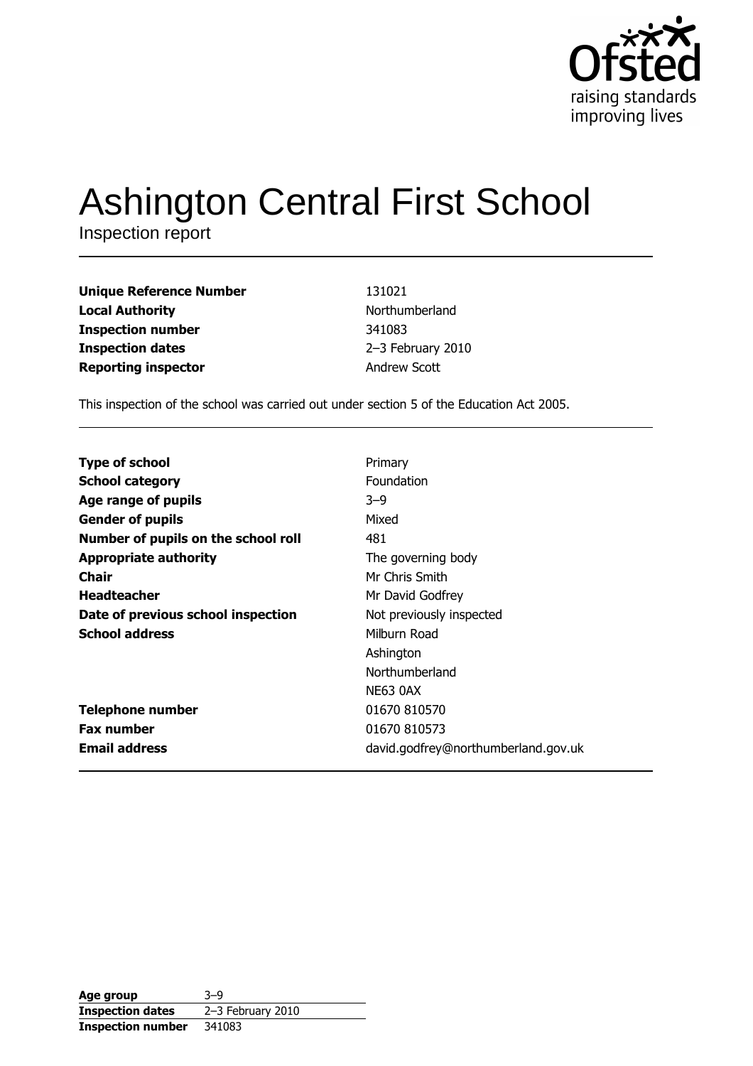Ofsted
raising standards
improving lives

# Ashington Central First School

Inspection report

| | |
|---|---|
| **Unique Reference Number** | 131021 |
| **Local Authority** | Northumberland |
| **Inspection number** | 341083 |
| **Inspection dates** | 2–3 February 2010 |
| **Reporting inspector** | Andrew Scott |

This inspection of the school was carried out under section 5 of the Education Act 2005.

| | |
|---|---|
| **Type of school** | Primary |
| **School category** | Foundation |
| **Age range of pupils** | 3–9 |
| **Gender of pupils** | Mixed |
| **Number of pupils on the school roll** | 481 |
| **Appropriate authority** | The governing body |
| **Chair** | Mr Chris Smith |
| **Headteacher** | Mr David Godfrey |
| **Date of previous school inspection** | Not previously inspected |
| **School address** | Milburn Road<br>Ashington<br>Northumberland<br>NE63 0AX |
| **Telephone number** | 01670 810570 |
| **Fax number** | 01670 810573 |
| **Email address** | david.godfrey@northumberland.gov.uk |

| | |
|---|---|
| **Age group** | 3–9 |
| **Inspection dates** | 2–3 February 2010 |
| **Inspection number** | 341083 |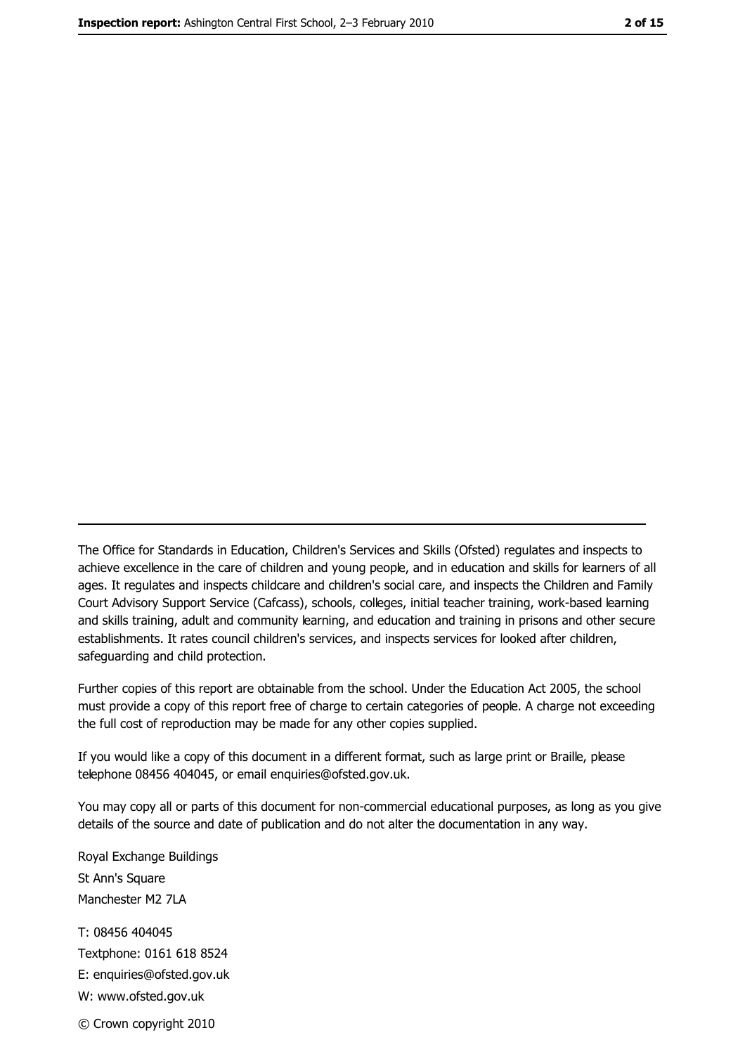The Office for Standards in Education, Children's Services and Skills (Ofsted) regulates and inspects to achieve excellence in the care of children and young people, and in education and skills for learners of all ages. It regulates and inspects childcare and children's social care, and inspects the Children and Family Court Advisory Support Service (Cafcass), schools, colleges, initial teacher training, work-based learning and skills training, adult and community learning, and education and training in prisons and other secure establishments. It rates council children's services, and inspects services for looked after children, safeguarding and child protection.

Further copies of this report are obtainable from the school. Under the Education Act 2005, the school must provide a copy of this report free of charge to certain categories of people. A charge not exceeding the full cost of reproduction may be made for any other copies supplied.

If you would like a copy of this document in a different format, such as large print or Braille, please telephone 08456 404045, or email enquiries@ofsted.gov.uk.

You may copy all or parts of this document for non-commercial educational purposes, as long as you give details of the source and date of publication and do not alter the documentation in any way.

Royal Exchange Buildings
St Ann's Square
Manchester M2 7LA

T: 08456 404045
Textphone: 0161 618 8524
E: enquiries@ofsted.gov.uk
W: www.ofsted.gov.uk

© Crown copyright 2010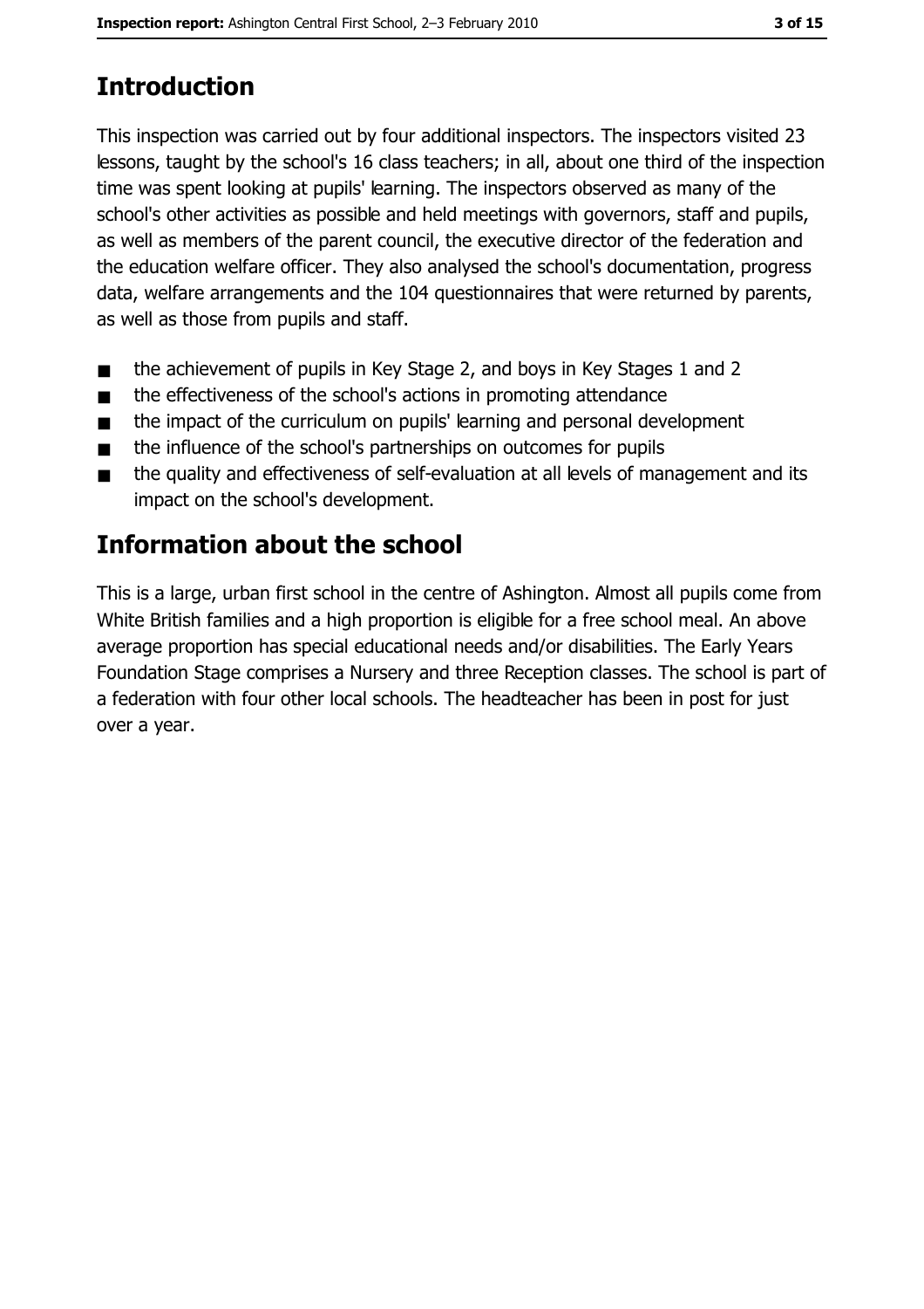## Introduction

This inspection was carried out by four additional inspectors. The inspectors visited 23 lessons, taught by the school's 16 class teachers; in all, about one third of the inspection time was spent looking at pupils' learning. The inspectors observed as many of the school's other activities as possible and held meetings with governors, staff and pupils, as well as members of the parent council, the executive director of the federation and the education welfare officer. They also analysed the school's documentation, progress data, welfare arrangements and the 104 questionnaires that were returned by parents, as well as those from pupils and staff.

- the achievement of pupils in Key Stage 2, and boys in Key Stages 1 and 2
- the effectiveness of the school's actions in promoting attendance
- the impact of the curriculum on pupils' learning and personal development
- the influence of the school's partnerships on outcomes for pupils
- the quality and effectiveness of self-evaluation at all levels of management and its impact on the school's development.

## Information about the school

This is a large, urban first school in the centre of Ashington. Almost all pupils come from White British families and a high proportion is eligible for a free school meal. An above average proportion has special educational needs and/or disabilities. The Early Years Foundation Stage comprises a Nursery and three Reception classes. The school is part of a federation with four other local schools. The headteacher has been in post for just over a year.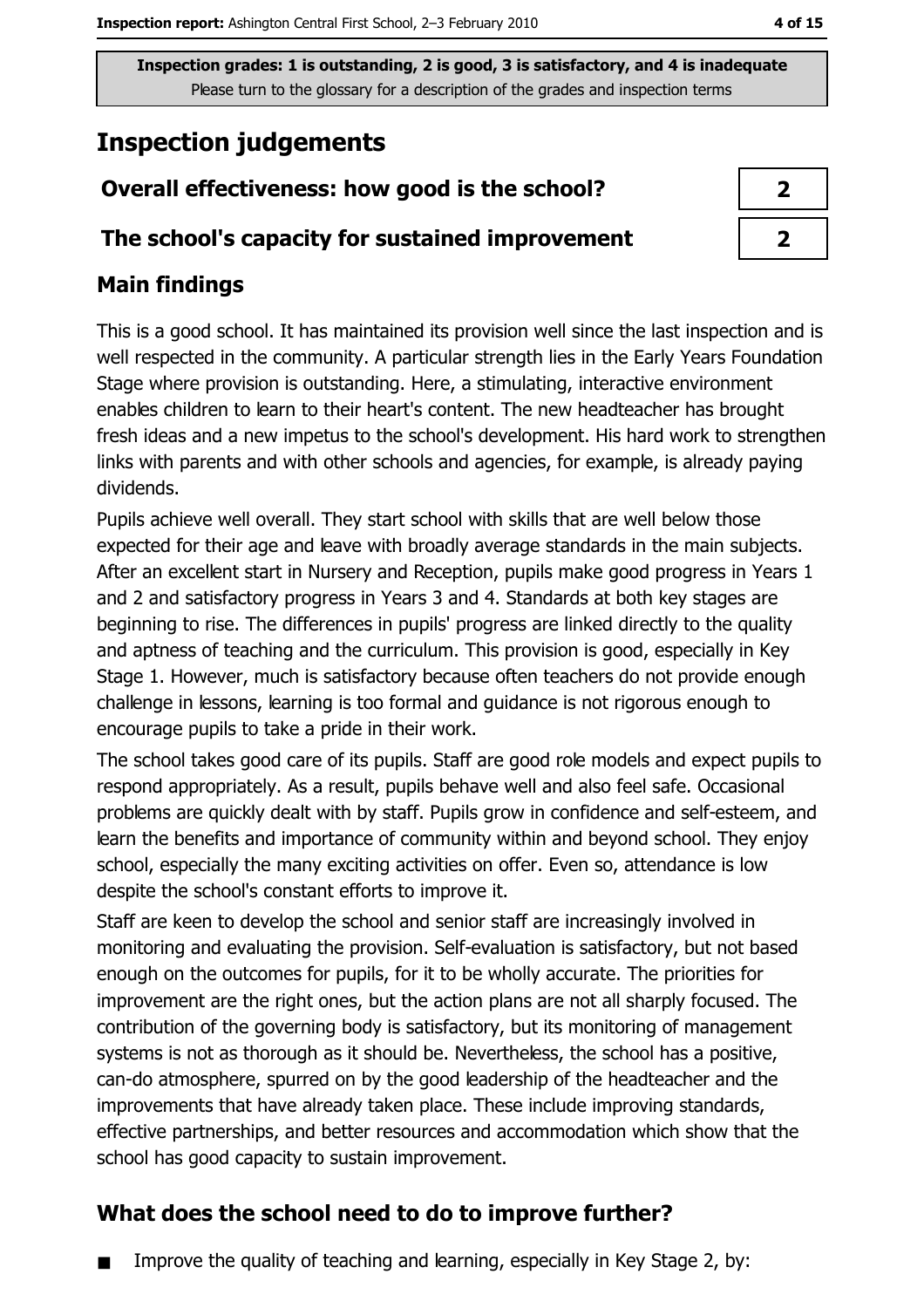Inspection grades: 1 is outstanding, 2 is good, 3 is satisfactory, and 4 is inadequate
Please turn to the glossary for a description of the grades and inspection terms

# Inspection judgements

| | |
|---|---|
| **Overall effectiveness: how good is the school?** | 2 |
| **The school's capacity for sustained improvement** | 2 |

## Main findings

This is a good school. It has maintained its provision well since the last inspection and is well respected in the community. A particular strength lies in the Early Years Foundation Stage where provision is outstanding. Here, a stimulating, interactive environment enables children to learn to their heart's content. The new headteacher has brought fresh ideas and a new impetus to the school's development. His hard work to strengthen links with parents and with other schools and agencies, for example, is already paying dividends.

Pupils achieve well overall. They start school with skills that are well below those expected for their age and leave with broadly average standards in the main subjects. After an excellent start in Nursery and Reception, pupils make good progress in Years 1 and 2 and satisfactory progress in Years 3 and 4. Standards at both key stages are beginning to rise. The differences in pupils' progress are linked directly to the quality and aptness of teaching and the curriculum. This provision is good, especially in Key Stage 1. However, much is satisfactory because often teachers do not provide enough challenge in lessons, learning is too formal and guidance is not rigorous enough to encourage pupils to take a pride in their work.

The school takes good care of its pupils. Staff are good role models and expect pupils to respond appropriately. As a result, pupils behave well and also feel safe. Occasional problems are quickly dealt with by staff. Pupils grow in confidence and self-esteem, and learn the benefits and importance of community within and beyond school. They enjoy school, especially the many exciting activities on offer. Even so, attendance is low despite the school's constant efforts to improve it.

Staff are keen to develop the school and senior staff are increasingly involved in monitoring and evaluating the provision. Self-evaluation is satisfactory, but not based enough on the outcomes for pupils, for it to be wholly accurate. The priorities for improvement are the right ones, but the action plans are not all sharply focused. The contribution of the governing body is satisfactory, but its monitoring of management systems is not as thorough as it should be. Nevertheless, the school has a positive, can-do atmosphere, spurred on by the good leadership of the headteacher and the improvements that have already taken place. These include improving standards, effective partnerships, and better resources and accommodation which show that the school has good capacity to sustain improvement.

## What does the school need to do to improve further?

- Improve the quality of teaching and learning, especially in Key Stage 2, by: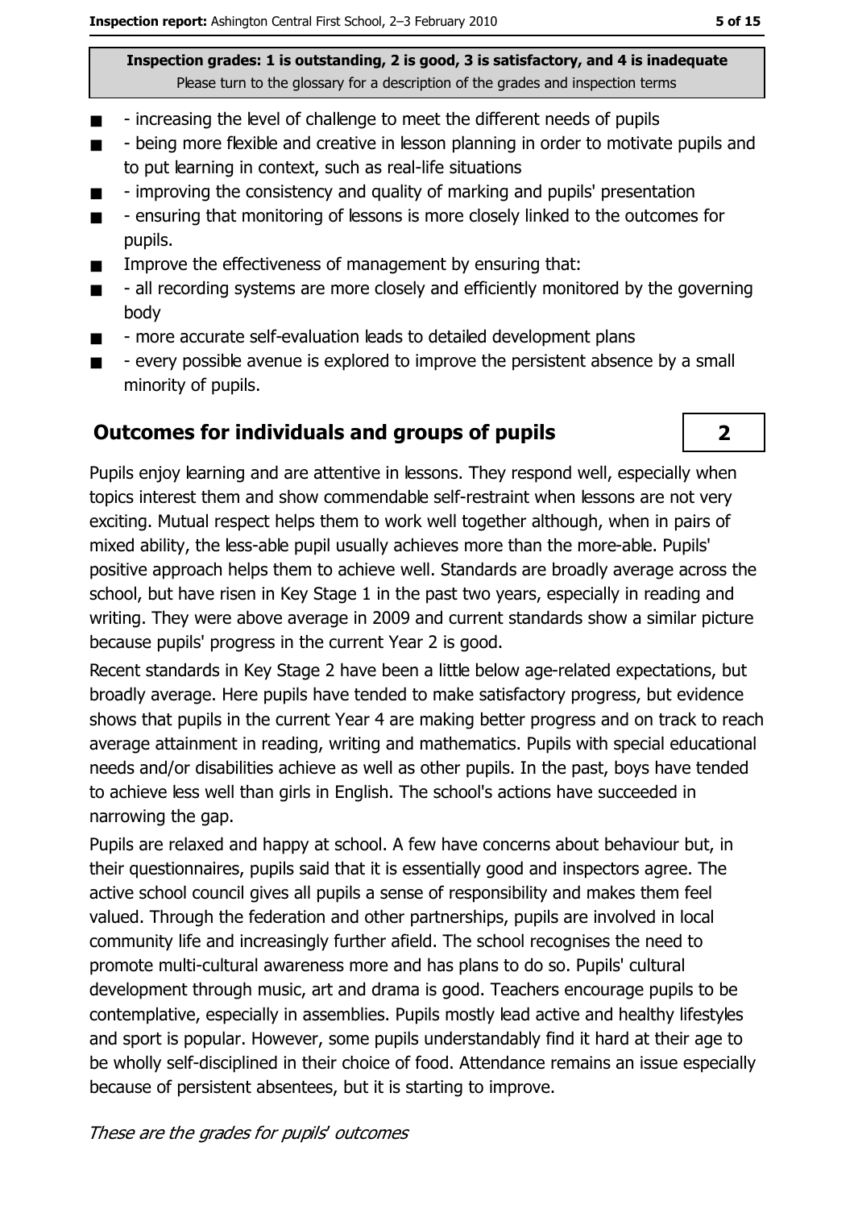Inspection grades: 1 is outstanding, 2 is good, 3 is satisfactory, and 4 is inadequate
Please turn to the glossary for a description of the grades and inspection terms

- - increasing the level of challenge to meet the different needs of pupils
- - being more flexible and creative in lesson planning in order to motivate pupils and to put learning in context, such as real-life situations
- - improving the consistency and quality of marking and pupils' presentation
- - ensuring that monitoring of lessons is more closely linked to the outcomes for pupils.
- Improve the effectiveness of management by ensuring that:
- - all recording systems are more closely and efficiently monitored by the governing body
- - more accurate self-evaluation leads to detailed development plans
- - every possible avenue is explored to improve the persistent absence by a small minority of pupils.

## Outcomes for individuals and groups of pupils

**2**

Pupils enjoy learning and are attentive in lessons. They respond well, especially when topics interest them and show commendable self-restraint when lessons are not very exciting. Mutual respect helps them to work well together although, when in pairs of mixed ability, the less-able pupil usually achieves more than the more-able. Pupils' positive approach helps them to achieve well. Standards are broadly average across the school, but have risen in Key Stage 1 in the past two years, especially in reading and writing. They were above average in 2009 and current standards show a similar picture because pupils' progress in the current Year 2 is good.

Recent standards in Key Stage 2 have been a little below age-related expectations, but broadly average. Here pupils have tended to make satisfactory progress, but evidence shows that pupils in the current Year 4 are making better progress and on track to reach average attainment in reading, writing and mathematics. Pupils with special educational needs and/or disabilities achieve as well as other pupils. In the past, boys have tended to achieve less well than girls in English. The school's actions have succeeded in narrowing the gap.

Pupils are relaxed and happy at school. A few have concerns about behaviour but, in their questionnaires, pupils said that it is essentially good and inspectors agree. The active school council gives all pupils a sense of responsibility and makes them feel valued. Through the federation and other partnerships, pupils are involved in local community life and increasingly further afield. The school recognises the need to promote multi-cultural awareness more and has plans to do so. Pupils' cultural development through music, art and drama is good. Teachers encourage pupils to be contemplative, especially in assemblies. Pupils mostly lead active and healthy lifestyles and sport is popular. However, some pupils understandably find it hard at their age to be wholly self-disciplined in their choice of food. Attendance remains an issue especially because of persistent absentees, but it is starting to improve.

*These are the grades for pupils' outcomes*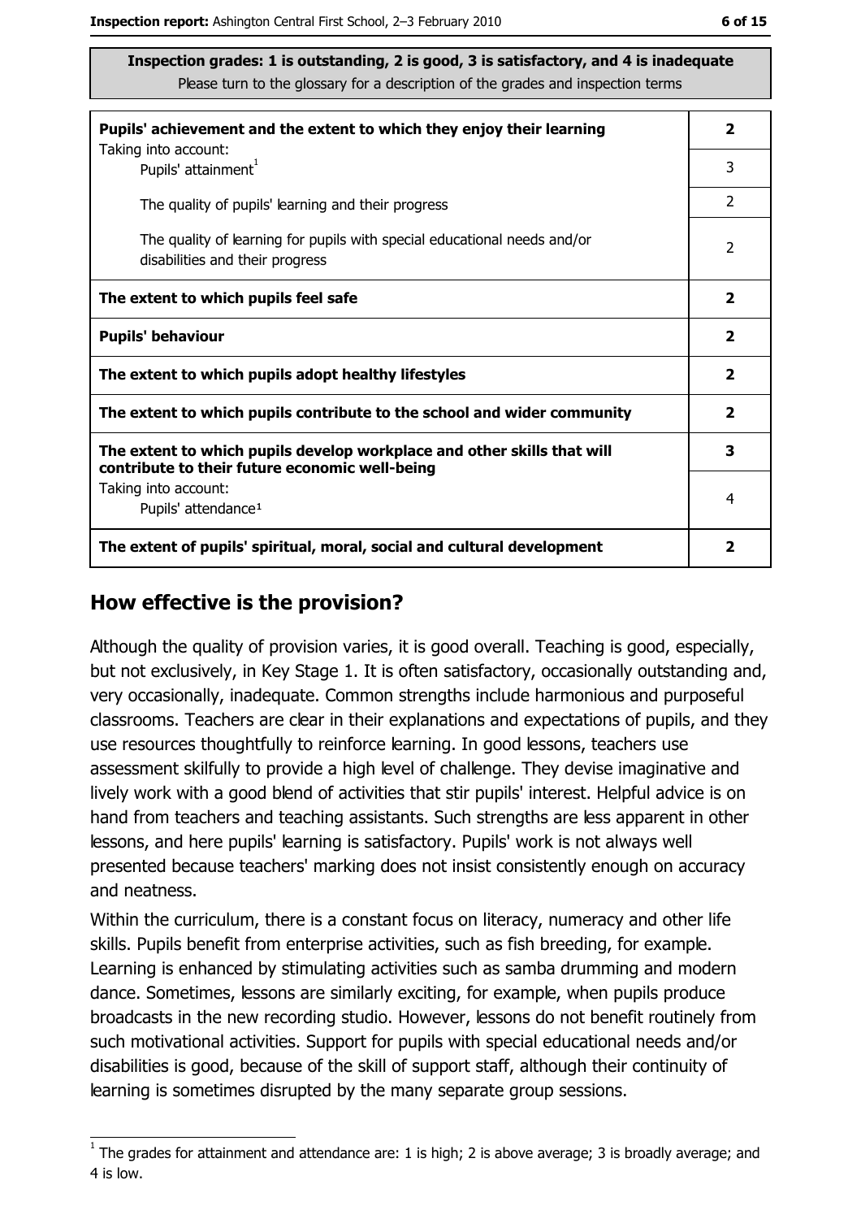**Inspection grades: 1 is outstanding, 2 is good, 3 is satisfactory, and 4 is inadequate**
Please turn to the glossary for a description of the grades and inspection terms

| | |
|---|---|
| **Pupils' achievement and the extent to which they enjoy their learning** | **2** |
| Taking into account: Pupils' attainment[1] | 3 |
| The quality of pupils' learning and their progress | 2 |
| The quality of learning for pupils with special educational needs and/or disabilities and their progress | 2 |
| **The extent to which pupils feel safe** | **2** |
| **Pupils' behaviour** | **2** |
| **The extent to which pupils adopt healthy lifestyles** | **2** |
| **The extent to which pupils contribute to the school and wider community** | **2** |
| **The extent to which pupils develop workplace and other skills that will contribute to their future economic well-being** | **3** |
| Taking into account: Pupils' attendance[1] | 4 |
| **The extent of pupils' spiritual, moral, social and cultural development** | **2** |

## How effective is the provision?

Although the quality of provision varies, it is good overall. Teaching is good, especially, but not exclusively, in Key Stage 1. It is often satisfactory, occasionally outstanding and, very occasionally, inadequate. Common strengths include harmonious and purposeful classrooms. Teachers are clear in their explanations and expectations of pupils, and they use resources thoughtfully to reinforce learning. In good lessons, teachers use assessment skilfully to provide a high level of challenge. They devise imaginative and lively work with a good blend of activities that stir pupils' interest. Helpful advice is on hand from teachers and teaching assistants. Such strengths are less apparent in other lessons, and here pupils' learning is satisfactory. Pupils' work is not always well presented because teachers' marking does not insist consistently enough on accuracy and neatness.

Within the curriculum, there is a constant focus on literacy, numeracy and other life skills. Pupils benefit from enterprise activities, such as fish breeding, for example. Learning is enhanced by stimulating activities such as samba drumming and modern dance. Sometimes, lessons are similarly exciting, for example, when pupils produce broadcasts in the new recording studio. However, lessons do not benefit routinely from such motivational activities. Support for pupils with special educational needs and/or disabilities is good, because of the skill of support staff, although their continuity of learning is sometimes disrupted by the many separate group sessions.

[1] The grades for attainment and attendance are: 1 is high; 2 is above average; 3 is broadly average; and 4 is low.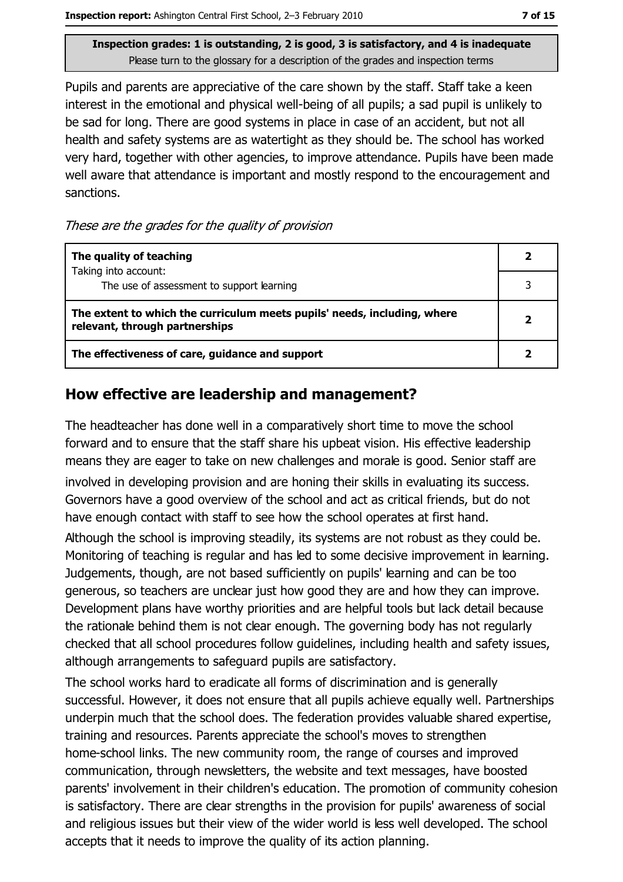Inspection grades: 1 is outstanding, 2 is good, 3 is satisfactory, and 4 is inadequate
Please turn to the glossary for a description of the grades and inspection terms

Pupils and parents are appreciative of the care shown by the staff. Staff take a keen interest in the emotional and physical well-being of all pupils; a sad pupil is unlikely to be sad for long. There are good systems in place in case of an accident, but not all health and safety systems are as watertight as they should be. The school has worked very hard, together with other agencies, to improve attendance. Pupils have been made well aware that attendance is important and mostly respond to the encouragement and sanctions.

*These are the grades for the quality of provision*

| | |
|---|---|
| **The quality of teaching** | **2** |
| Taking into account: The use of assessment to support learning | 3 |
| **The extent to which the curriculum meets pupils' needs, including, where relevant, through partnerships** | **2** |
| **The effectiveness of care, guidance and support** | **2** |

## How effective are leadership and management?

The headteacher has done well in a comparatively short time to move the school forward and to ensure that the staff share his upbeat vision. His effective leadership means they are eager to take on new challenges and morale is good. Senior staff are involved in developing provision and are honing their skills in evaluating its success. Governors have a good overview of the school and act as critical friends, but do not have enough contact with staff to see how the school operates at first hand.

Although the school is improving steadily, its systems are not robust as they could be. Monitoring of teaching is regular and has led to some decisive improvement in learning. Judgements, though, are not based sufficiently on pupils' learning and can be too generous, so teachers are unclear just how good they are and how they can improve. Development plans have worthy priorities and are helpful tools but lack detail because the rationale behind them is not clear enough. The governing body has not regularly checked that all school procedures follow guidelines, including health and safety issues, although arrangements to safeguard pupils are satisfactory.

The school works hard to eradicate all forms of discrimination and is generally successful. However, it does not ensure that all pupils achieve equally well. Partnerships underpin much that the school does. The federation provides valuable shared expertise, training and resources. Parents appreciate the school's moves to strengthen home-school links. The new community room, the range of courses and improved communication, through newsletters, the website and text messages, have boosted parents' involvement in their children's education. The promotion of community cohesion is satisfactory. There are clear strengths in the provision for pupils' awareness of social and religious issues but their view of the wider world is less well developed. The school accepts that it needs to improve the quality of its action planning.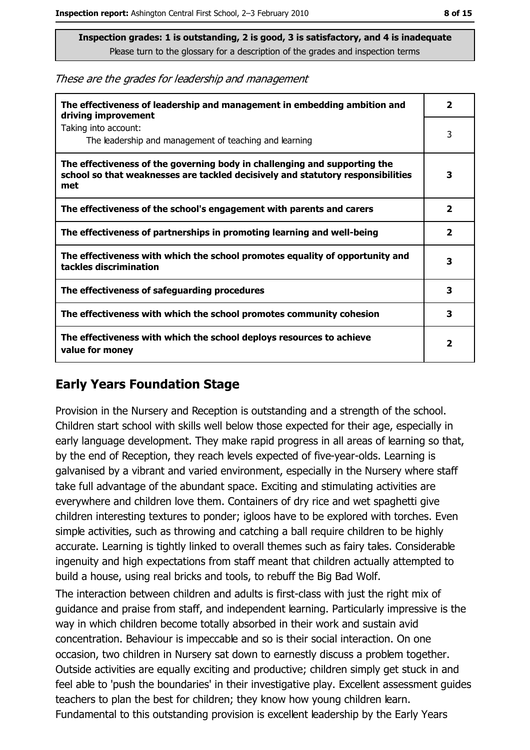**Inspection grades: 1 is outstanding, 2 is good, 3 is satisfactory, and 4 is inadequate**
Please turn to the glossary for a description of the grades and inspection terms

*These are the grades for leadership and management*

| | |
|---|---|
| **The effectiveness of leadership and management in embedding ambition and driving improvement** | **2** |
| Taking into account: The leadership and management of teaching and learning | 3 |
| **The effectiveness of the governing body in challenging and supporting the school so that weaknesses are tackled decisively and statutory responsibilities met** | **3** |
| **The effectiveness of the school's engagement with parents and carers** | **2** |
| **The effectiveness of partnerships in promoting learning and well-being** | **2** |
| **The effectiveness with which the school promotes equality of opportunity and tackles discrimination** | **3** |
| **The effectiveness of safeguarding procedures** | **3** |
| **The effectiveness with which the school promotes community cohesion** | **3** |
| **The effectiveness with which the school deploys resources to achieve value for money** | **2** |

## Early Years Foundation Stage

Provision in the Nursery and Reception is outstanding and a strength of the school. Children start school with skills well below those expected for their age, especially in early language development. They make rapid progress in all areas of learning so that, by the end of Reception, they reach levels expected of five-year-olds. Learning is galvanised by a vibrant and varied environment, especially in the Nursery where staff take full advantage of the abundant space. Exciting and stimulating activities are everywhere and children love them. Containers of dry rice and wet spaghetti give children interesting textures to ponder; igloos have to be explored with torches. Even simple activities, such as throwing and catching a ball require children to be highly accurate. Learning is tightly linked to overall themes such as fairy tales. Considerable ingenuity and high expectations from staff meant that children actually attempted to build a house, using real bricks and tools, to rebuff the Big Bad Wolf.

The interaction between children and adults is first-class with just the right mix of guidance and praise from staff, and independent learning. Particularly impressive is the way in which children become totally absorbed in their work and sustain avid concentration. Behaviour is impeccable and so is their social interaction. On one occasion, two children in Nursery sat down to earnestly discuss a problem together. Outside activities are equally exciting and productive; children simply get stuck in and feel able to 'push the boundaries' in their investigative play. Excellent assessment guides teachers to plan the best for children; they know how young children learn. Fundamental to this outstanding provision is excellent leadership by the Early Years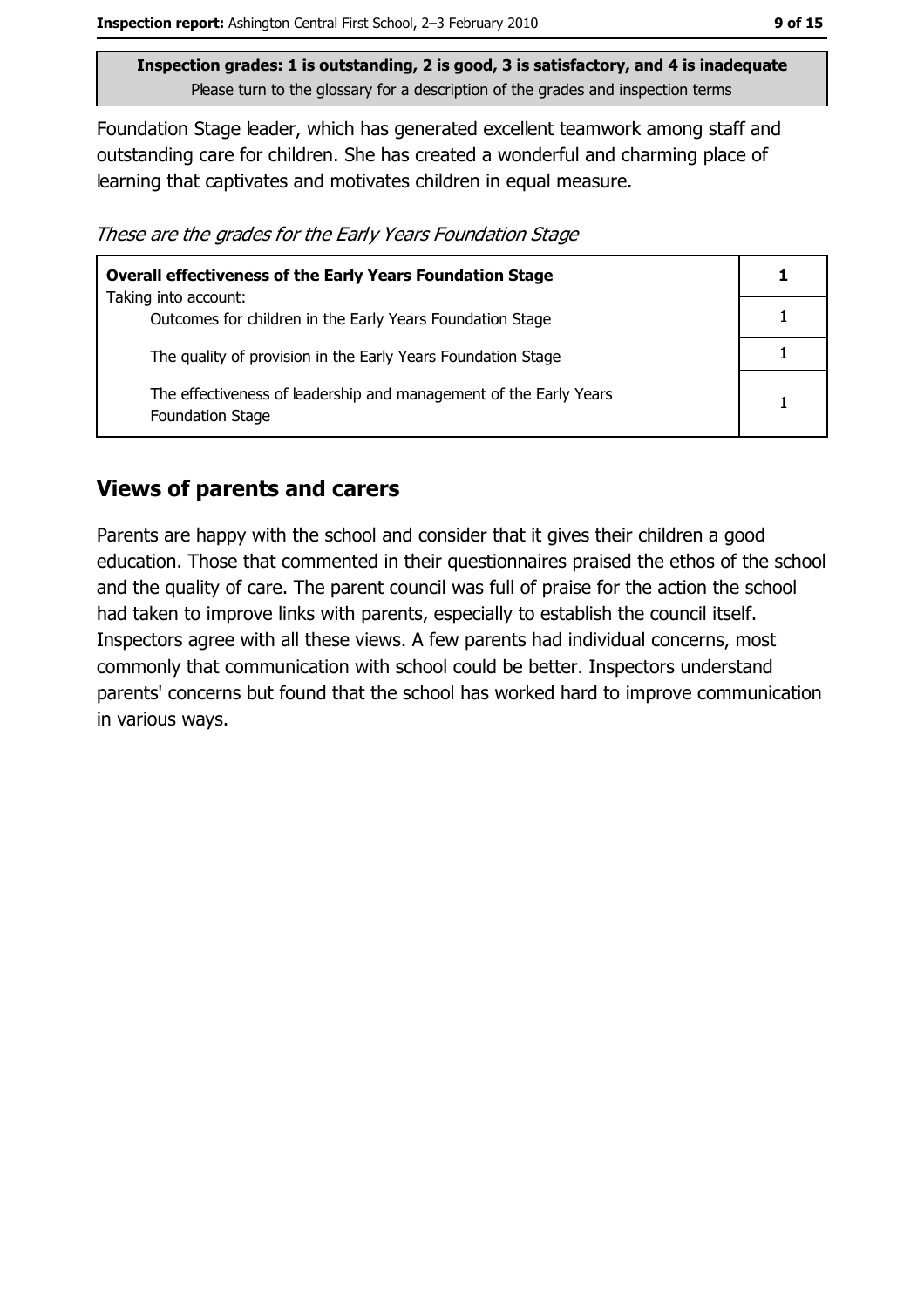Foundation Stage leader, which has generated excellent teamwork among staff and outstanding care for children. She has created a wonderful and charming place of learning that captivates and motivates children in equal measure.

*These are the grades for the Early Years Foundation Stage*

| **Overall effectiveness of the Early Years Foundation Stage** | **1** |
|---|---|
| Taking into account: Outcomes for children in the Early Years Foundation Stage | 1 |
| The quality of provision in the Early Years Foundation Stage | 1 |
| The effectiveness of leadership and management of the Early Years Foundation Stage | 1 |

## Views of parents and carers

Parents are happy with the school and consider that it gives their children a good education. Those that commented in their questionnaires praised the ethos of the school and the quality of care. The parent council was full of praise for the action the school had taken to improve links with parents, especially to establish the council itself. Inspectors agree with all these views. A few parents had individual concerns, most commonly that communication with school could be better. Inspectors understand parents' concerns but found that the school has worked hard to improve communication in various ways.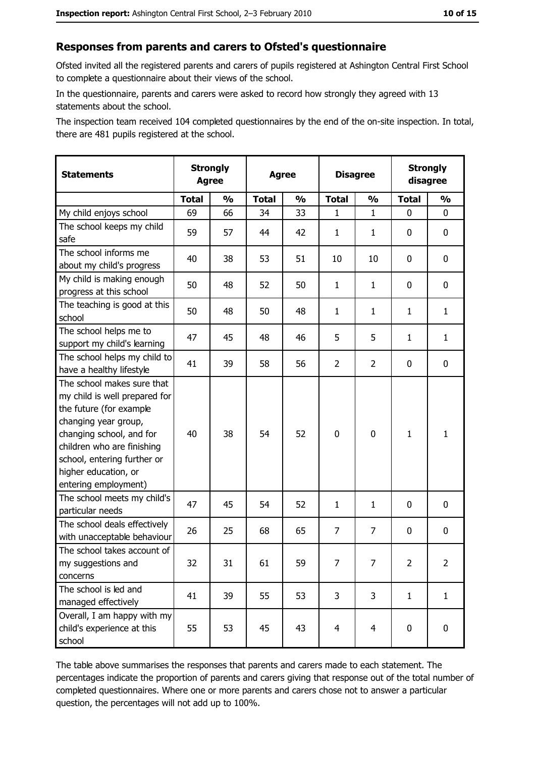## Responses from parents and carers to Ofsted's questionnaire

Ofsted invited all the registered parents and carers of pupils registered at Ashington Central First School to complete a questionnaire about their views of the school.

In the questionnaire, parents and carers were asked to record how strongly they agreed with 13 statements about the school.

The inspection team received 104 completed questionnaires by the end of the on-site inspection. In total, there are 481 pupils registered at the school.

| Statements | Strongly Agree | | Agree | | Disagree | | Strongly disagree | |
|---|---|---|---|---|---|---|---|---|
| | Total | % | Total | % | Total | % | Total | % |
| My child enjoys school | 69 | 66 | 34 | 33 | 1 | 1 | 0 | 0 |
| The school keeps my child safe | 59 | 57 | 44 | 42 | 1 | 1 | 0 | 0 |
| The school informs me about my child's progress | 40 | 38 | 53 | 51 | 10 | 10 | 0 | 0 |
| My child is making enough progress at this school | 50 | 48 | 52 | 50 | 1 | 1 | 0 | 0 |
| The teaching is good at this school | 50 | 48 | 50 | 48 | 1 | 1 | 1 | 1 |
| The school helps me to support my child's learning | 47 | 45 | 48 | 46 | 5 | 5 | 1 | 1 |
| The school helps my child to have a healthy lifestyle | 41 | 39 | 58 | 56 | 2 | 2 | 0 | 0 |
| The school makes sure that my child is well prepared for the future (for example changing year group, changing school, and for children who are finishing school, entering further or higher education, or entering employment) | 40 | 38 | 54 | 52 | 0 | 0 | 1 | 1 |
| The school meets my child's particular needs | 47 | 45 | 54 | 52 | 1 | 1 | 0 | 0 |
| The school deals effectively with unacceptable behaviour | 26 | 25 | 68 | 65 | 7 | 7 | 0 | 0 |
| The school takes account of my suggestions and concerns | 32 | 31 | 61 | 59 | 7 | 7 | 2 | 2 |
| The school is led and managed effectively | 41 | 39 | 55 | 53 | 3 | 3 | 1 | 1 |
| Overall, I am happy with my child's experience at this school | 55 | 53 | 45 | 43 | 4 | 4 | 0 | 0 |

The table above summarises the responses that parents and carers made to each statement. The percentages indicate the proportion of parents and carers giving that response out of the total number of completed questionnaires. Where one or more parents and carers chose not to answer a particular question, the percentages will not add up to 100%.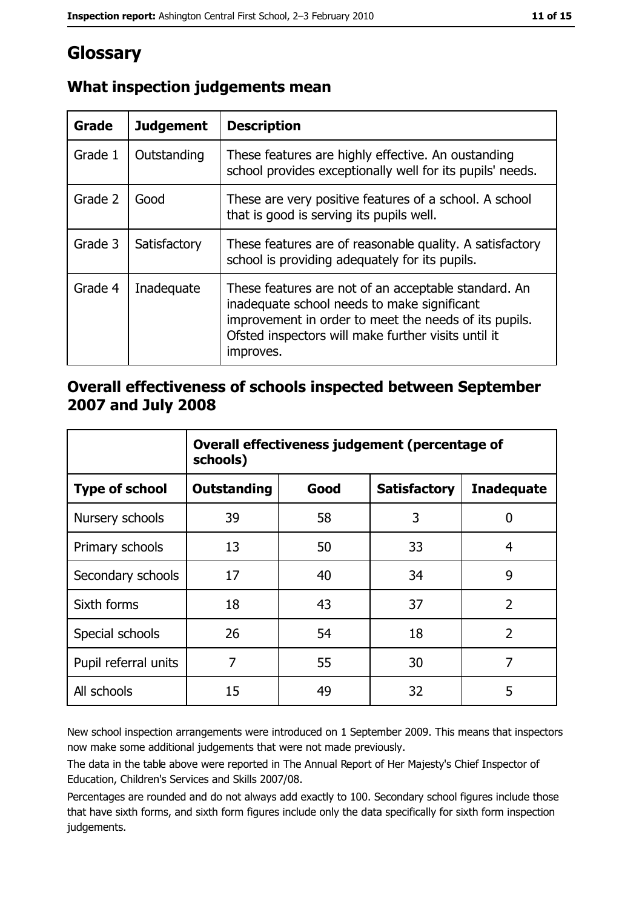# Glossary

## What inspection judgements mean

| Grade | Judgement | Description |
| --- | --- | --- |
| Grade 1 | Outstanding | These features are highly effective. An oustanding school provides exceptionally well for its pupils' needs. |
| Grade 2 | Good | These are very positive features of a school. A school that is good is serving its pupils well. |
| Grade 3 | Satisfactory | These features are of reasonable quality. A satisfactory school is providing adequately for its pupils. |
| Grade 4 | Inadequate | These features are not of an acceptable standard. An inadequate school needs to make significant improvement in order to meet the needs of its pupils. Ofsted inspectors will make further visits until it improves. |

## Overall effectiveness of schools inspected between September 2007 and July 2008

| | Overall effectiveness judgement (percentage of schools) | | | |
| --- | --- | --- | --- | --- |
| **Type of school** | **Outstanding** | **Good** | **Satisfactory** | **Inadequate** |
| Nursery schools | 39 | 58 | 3 | 0 |
| Primary schools | 13 | 50 | 33 | 4 |
| Secondary schools | 17 | 40 | 34 | 9 |
| Sixth forms | 18 | 43 | 37 | 2 |
| Special schools | 26 | 54 | 18 | 2 |
| Pupil referral units | 7 | 55 | 30 | 7 |
| All schools | 15 | 49 | 32 | 5 |

New school inspection arrangements were introduced on 1 September 2009. This means that inspectors now make some additional judgements that were not made previously.

The data in the table above were reported in The Annual Report of Her Majesty's Chief Inspector of Education, Children's Services and Skills 2007/08.

Percentages are rounded and do not always add exactly to 100. Secondary school figures include those that have sixth forms, and sixth form figures include only the data specifically for sixth form inspection judgements.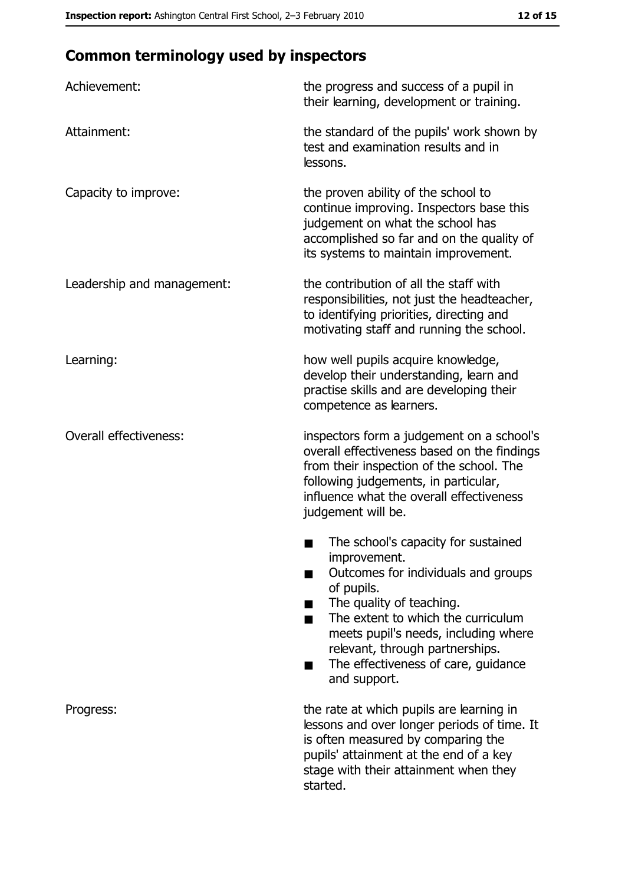## Common terminology used by inspectors

| | |
|---|---|
| Achievement: | the progress and success of a pupil in their learning, development or training. |
| Attainment: | the standard of the pupils' work shown by test and examination results and in lessons. |
| Capacity to improve: | the proven ability of the school to continue improving. Inspectors base this judgement on what the school has accomplished so far and on the quality of its systems to maintain improvement. |
| Leadership and management: | the contribution of all the staff with responsibilities, not just the headteacher, to identifying priorities, directing and motivating staff and running the school. |
| Learning: | how well pupils acquire knowledge, develop their understanding, learn and practise skills and are developing their competence as learners. |
| Overall effectiveness: | inspectors form a judgement on a school's overall effectiveness based on the findings from their inspection of the school. The following judgements, in particular, influence what the overall effectiveness judgement will be.<br>■ The school's capacity for sustained improvement.<br>■ Outcomes for individuals and groups of pupils.<br>■ The quality of teaching.<br>■ The extent to which the curriculum meets pupil's needs, including where relevant, through partnerships.<br>■ The effectiveness of care, guidance and support. |
| Progress: | the rate at which pupils are learning in lessons and over longer periods of time. It is often measured by comparing the pupils' attainment at the end of a key stage with their attainment when they started. |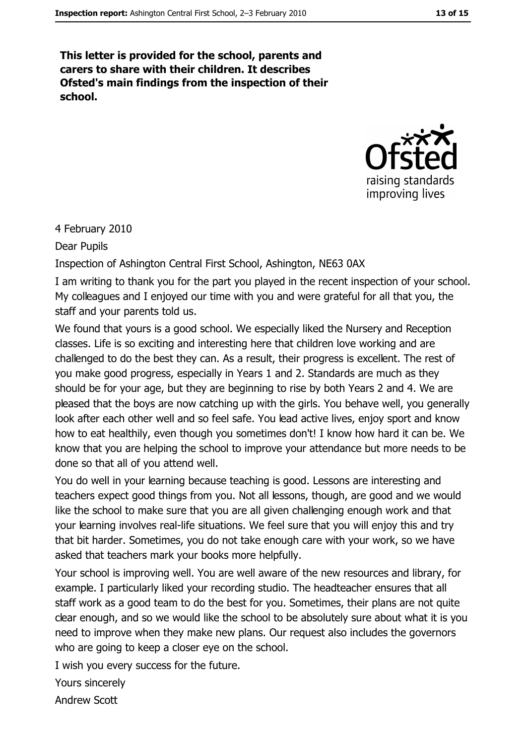**This letter is provided for the school, parents and carers to share with their children. It describes Ofsted's main findings from the inspection of their school.**

4 February 2010

Dear Pupils

Inspection of Ashington Central First School, Ashington, NE63 0AX

I am writing to thank you for the part you played in the recent inspection of your school. My colleagues and I enjoyed our time with you and were grateful for all that you, the staff and your parents told us.

We found that yours is a good school. We especially liked the Nursery and Reception classes. Life is so exciting and interesting here that children love working and are challenged to do the best they can. As a result, their progress is excellent. The rest of you make good progress, especially in Years 1 and 2. Standards are much as they should be for your age, but they are beginning to rise by both Years 2 and 4. We are pleased that the boys are now catching up with the girls. You behave well, you generally look after each other well and so feel safe. You lead active lives, enjoy sport and know how to eat healthily, even though you sometimes don't! I know how hard it can be. We know that you are helping the school to improve your attendance but more needs to be done so that all of you attend well.

You do well in your learning because teaching is good. Lessons are interesting and teachers expect good things from you. Not all lessons, though, are good and we would like the school to make sure that you are all given challenging enough work and that your learning involves real-life situations. We feel sure that you will enjoy this and try that bit harder. Sometimes, you do not take enough care with your work, so we have asked that teachers mark your books more helpfully.

Your school is improving well. You are well aware of the new resources and library, for example. I particularly liked your recording studio. The headteacher ensures that all staff work as a good team to do the best for you. Sometimes, their plans are not quite clear enough, and so we would like the school to be absolutely sure about what it is you need to improve when they make new plans. Our request also includes the governors who are going to keep a closer eye on the school.

I wish you every success for the future.

Yours sincerely

Andrew Scott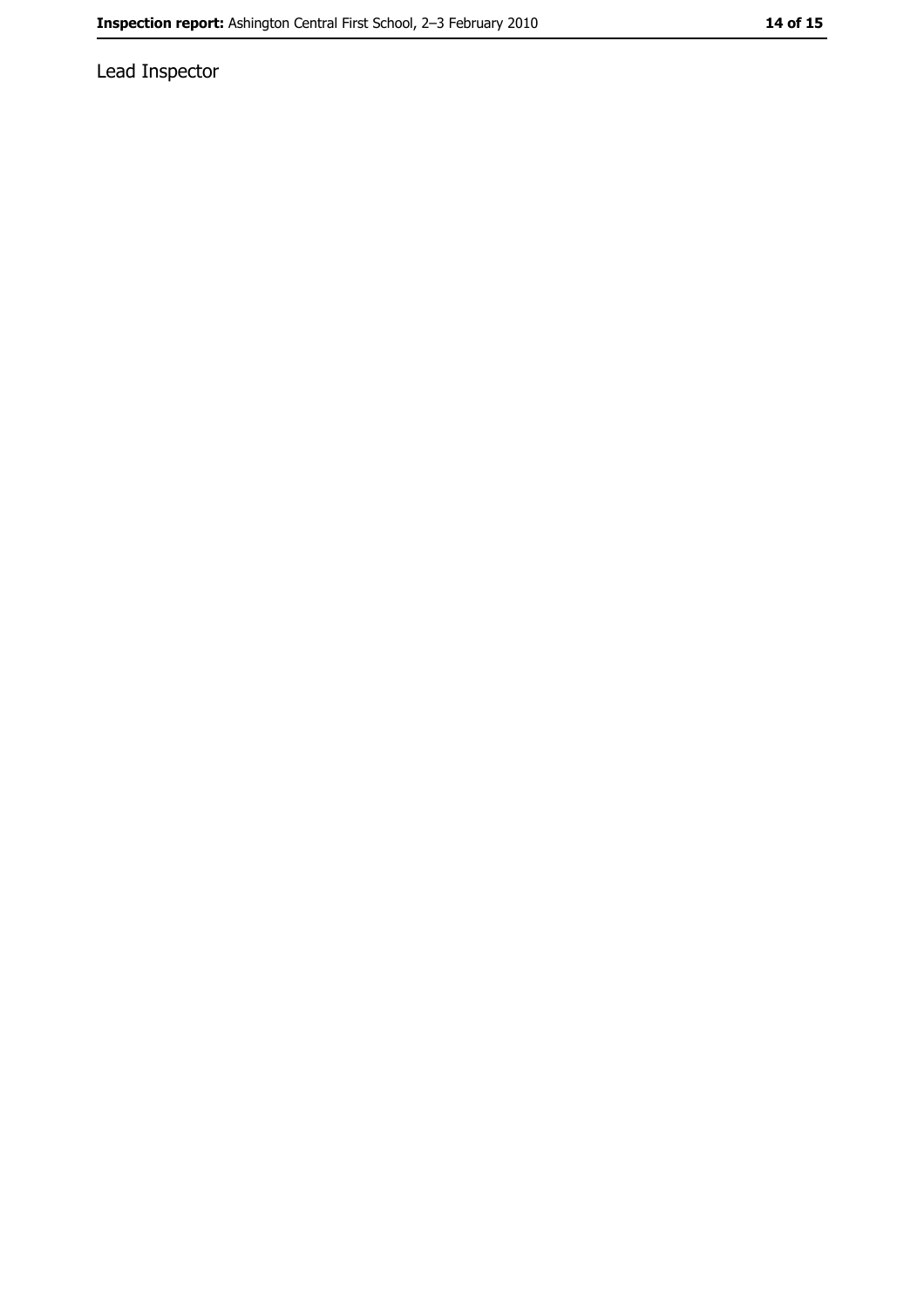Lead Inspector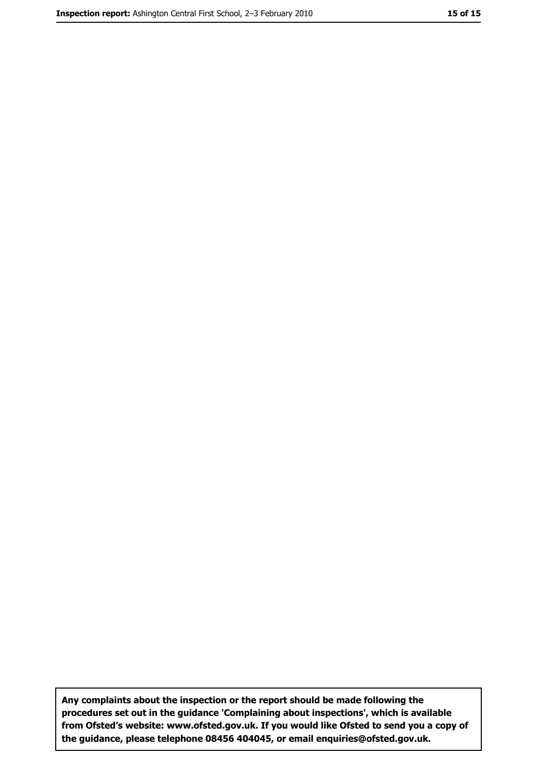**Any complaints about the inspection or the report should be made following the procedures set out in the guidance 'Complaining about inspections', which is available from Ofsted's website: www.ofsted.gov.uk. If you would like Ofsted to send you a copy of the guidance, please telephone 08456 404045, or email enquiries@ofsted.gov.uk.**